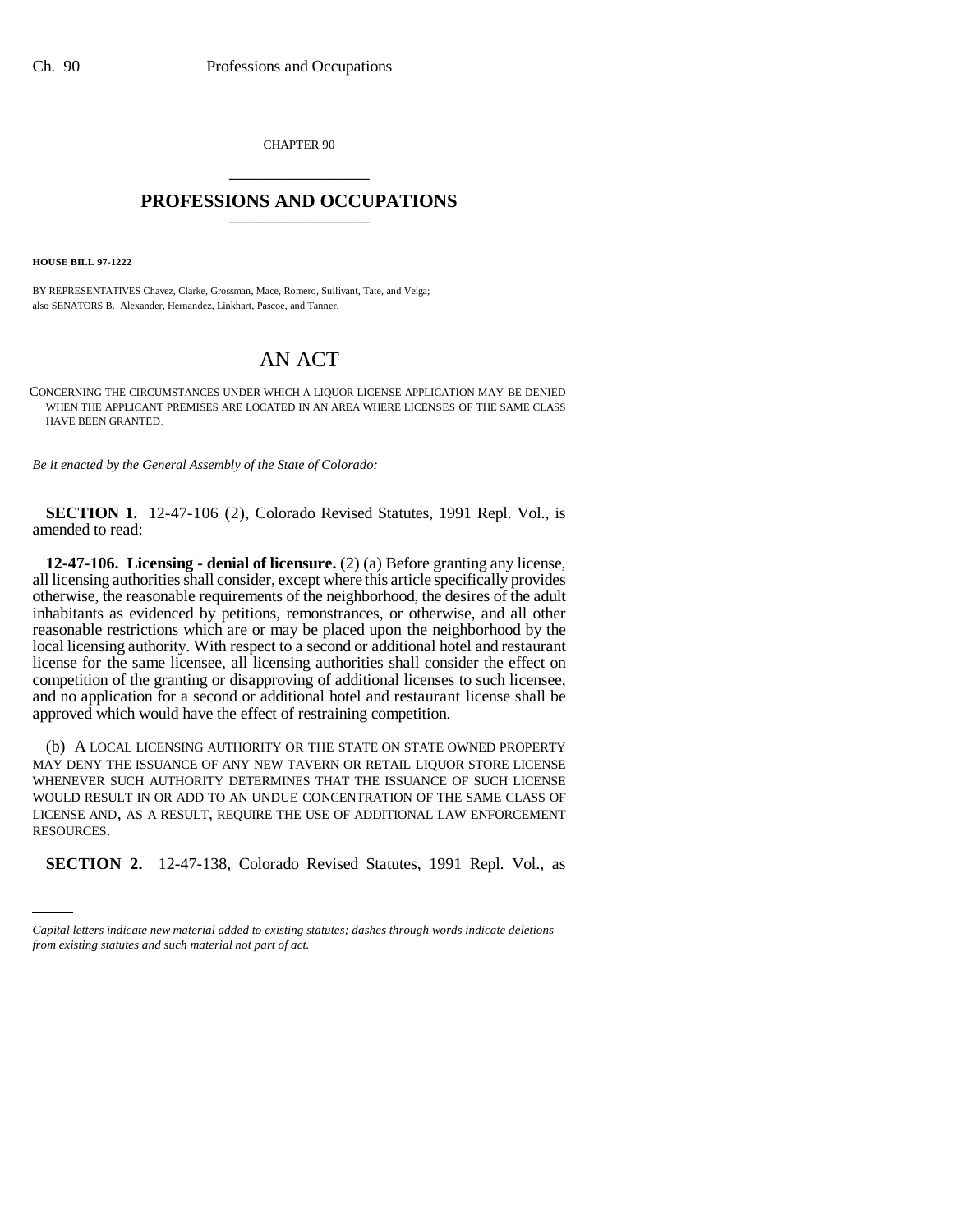CHAPTER 90

# PROFESSIONS AND OCCUPATIONS

**HOUSE BILL 97-1222**

BY REPRESENTATIVES Chavez, Clarke, Grossman, Mace, Romero, Sullivant, Tate, and Veiga; also SENATORS B. Alexander, Hernandez, Linkhart, Pascoe, and Tanner.

# AN ACT

CONCERNING THE CIRCUMSTANCES UNDER WHICH A LIQUOR LICENSE APPLICATION MAY BE DENIED WHEN THE APPLICANT PREMISES ARE LOCATED IN AN AREA WHERE LICENSES OF THE SAME CLASS HAVE BEEN GRANTED.

*Be it enacted by the General Assembly of the State of Colorado:*

**SECTION 1.** 12-47-106 (2), Colorado Revised Statutes, 1991 Repl. Vol., is amended to read:

**12-47-106. Licensing - denial of licensure.** (2) (a) Before granting any license, all licensing authorities shall consider, except where this article specifically provides otherwise, the reasonable requirements of the neighborhood, the desires of the adult inhabitants as evidenced by petitions, remonstrances, or otherwise, and all other reasonable restrictions which are or may be placed upon the neighborhood by the local licensing authority. With respect to a second or additional hotel and restaurant license for the same licensee, all licensing authorities shall consider the effect on competition of the granting or disapproving of additional licenses to such licensee, and no application for a second or additional hotel and restaurant license shall be approved which would have the effect of restraining competition.

(b) A LOCAL LICENSING AUTHORITY OR THE STATE ON STATE OWNED PROPERTY MAY DENY THE ISSUANCE OF ANY NEW TAVERN OR RETAIL LIQUOR STORE LICENSE WHENEVER SUCH AUTHORITY DETERMINES THAT THE ISSUANCE OF SUCH LICENSE WOULD RESULT IN OR ADD TO AN UNDUE CONCENTRATION OF THE SAME CLASS OF LICENSE AND, AS A RESULT, REQUIRE THE USE OF ADDITIONAL LAW ENFORCEMENT RESOURCES.

**SECTION 2.** 12-47-138, Colorado Revised Statutes, 1991 Repl. Vol., as

*Capital letters indicate new material added to existing statutes; dashes through words indicate deletions from existing statutes and such material not part of act.*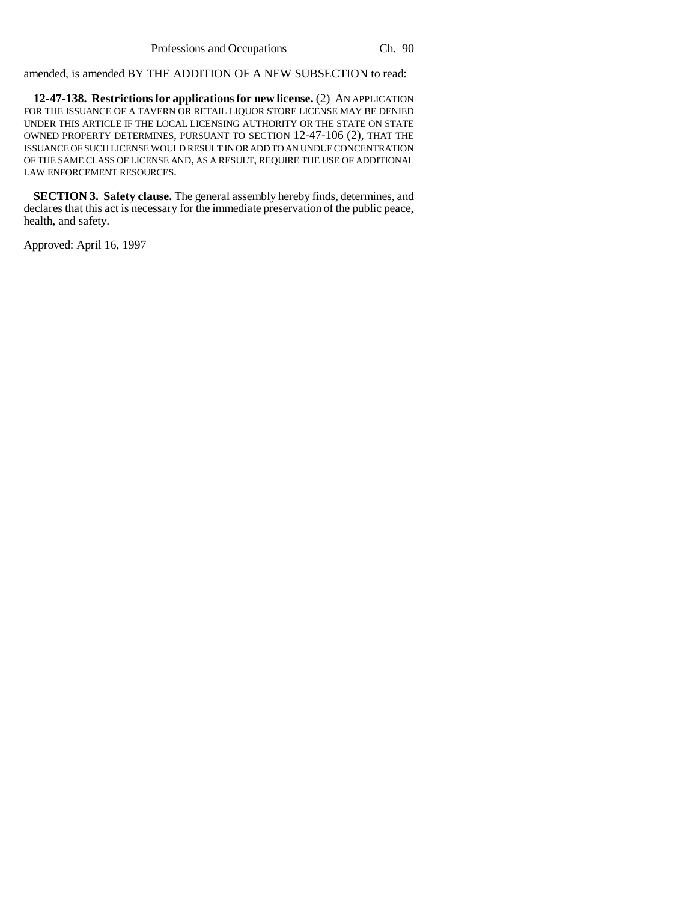amended, is amended BY THE ADDITION OF A NEW SUBSECTION to read:

**12-47-138. Restrictions for applications for new license.** (2) AN APPLICATION FOR THE ISSUANCE OF A TAVERN OR RETAIL LIQUOR STORE LICENSE MAY BE DENIED UNDER THIS ARTICLE IF THE LOCAL LICENSING AUTHORITY OR THE STATE ON STATE OWNED PROPERTY DETERMINES, PURSUANT TO SECTION 12-47-106 (2), THAT THE ISSUANCE OF SUCH LICENSE WOULD RESULT IN OR ADD TO AN UNDUE CONCENTRATION OF THE SAME CLASS OF LICENSE AND, AS A RESULT, REQUIRE THE USE OF ADDITIONAL LAW ENFORCEMENT RESOURCES.

**SECTION 3. Safety clause.** The general assembly hereby finds, determines, and declares that this act is necessary for the immediate preservation of the public peace, health, and safety.

Approved: April 16, 1997